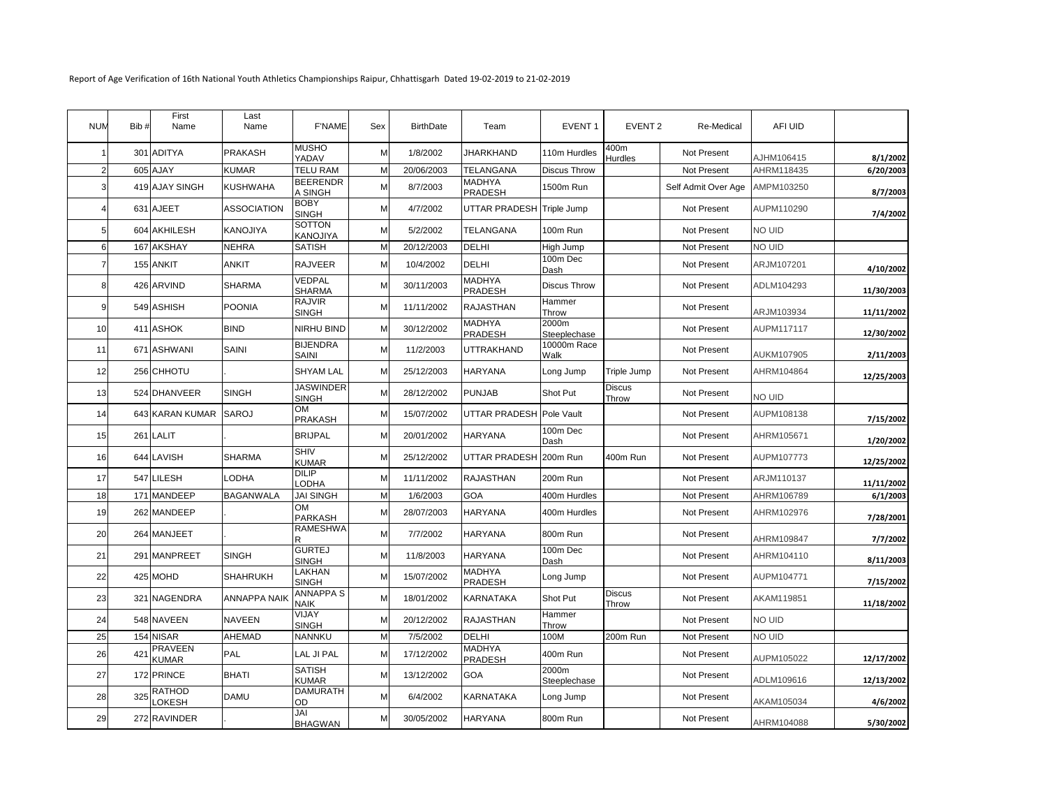Report of Age Verification of 16th National Youth Athletics Championships Raipur, Chhattisgarh Dated 19-02-2019 to 21-02-2019

| NUM | Bib # | First Name | Last Name | F'NAME | Sex | BirthDate | Team | EVENT 1 | EVENT 2 | Re-Medical | AFI UID | |
|---|---|---|---|---|---|---|---|---|---|---|---|---|
| 1 | 301 | ADITYA | PRAKASH | MUSHO YADAV | M | 1/8/2002 | JHARKHAND | 110m Hurdles | 400m Hurdles | Not Present | AJHM106415 | 8/1/2002 |
| 2 | 605 | AJAY | KUMAR | TELU RAM | M | 20/06/2003 | TELANGANA | Discus Throw | | Not Present | AHRM118435 | 6/20/2003 |
| 3 | 419 | AJAY SINGH | KUSHWAHA | BEERENDR A SINGH | M | 8/7/2003 | MADHYA PRADESH | 1500m Run | | Self Admit Over Age | AMPM103250 | 8/7/2003 |
| 4 | 631 | AJEET | ASSOCIATION | BOBY SINGH | M | 4/7/2002 | UTTAR PRADESH | Triple Jump | | Not Present | AUPM110290 | 7/4/2002 |
| 5 | 604 | AKHILESH | KANOJIYA | SOTTON KANOJIYA | M | 5/2/2002 | TELANGANA | 100m Run | | Not Present | NO UID | |
| 6 | 167 | AKSHAY | NEHRA | SATISH | M | 20/12/2003 | DELHI | High Jump | | Not Present | NO UID | |
| 7 | 155 | ANKIT | ANKIT | RAJVEER | M | 10/4/2002 | DELHI | 100m Dec Dash | | Not Present | ARJM107201 | 4/10/2002 |
| 8 | 426 | ARVIND | SHARMA | VEDPAL SHARMA | M | 30/11/2003 | MADHYA PRADESH | Discus Throw | | Not Present | ADLM104293 | 11/30/2003 |
| 9 | 549 | ASHISH | POONIA | RAJVIR SINGH | M | 11/11/2002 | RAJASTHAN | Hammer Throw | | Not Present | ARJM103934 | 11/11/2002 |
| 10 | 411 | ASHOK | BIND | NIRHU BIND | M | 30/12/2002 | MADHYA PRADESH | 2000m Steeplechase | | Not Present | AUPM117117 | 12/30/2002 |
| 11 | 671 | ASHWANI | SAINI | BIJENDRA SAINI | M | 11/2/2003 | UTTRAKHAND | 10000m Race Walk | | Not Present | AUKM107905 | 2/11/2003 |
| 12 | 256 | CHHOTU | . | SHYAM LAL | M | 25/12/2003 | HARYANA | Long Jump | Triple Jump | Not Present | AHRM104864 | 12/25/2003 |
| 13 | 524 | DHANVEER | SINGH | JASWINDER SINGH | M | 28/12/2002 | PUNJAB | Shot Put | Discus Throw | Not Present | NO UID | |
| 14 | 643 | KARAN KUMAR | SAROJ | OM PRAKASH | M | 15/07/2002 | UTTAR PRADESH | Pole Vault | | Not Present | AUPM108138 | 7/15/2002 |
| 15 | 261 | LALIT | . | BRIJPAL | M | 20/01/2002 | HARYANA | 100m Dec Dash | | Not Present | AHRM105671 | 1/20/2002 |
| 16 | 644 | LAVISH | SHARMA | SHIV KUMAR | M | 25/12/2002 | UTTAR PRADESH | 200m Run | 400m Run | Not Present | AUPM107773 | 12/25/2002 |
| 17 | 547 | LILESH | LODHA | DILIP LODHA | M | 11/11/2002 | RAJASTHAN | 200m Run | | Not Present | ARJM110137 | 11/11/2002 |
| 18 | 171 | MANDEEP | BAGANWALA | JAI SINGH | M | 1/6/2003 | GOA | 400m Hurdles | | Not Present | AHRM106789 | 6/1/2003 |
| 19 | 262 | MANDEEP | . | OM PARKASH | M | 28/07/2003 | HARYANA | 400m Hurdles | | Not Present | AHRM102976 | 7/28/2001 |
| 20 | 264 | MANJEET | . | RAMESHWA R | M | 7/7/2002 | HARYANA | 800m Run | | Not Present | AHRM109847 | 7/7/2002 |
| 21 | 291 | MANPREET | SINGH | GURTEJ SINGH | M | 11/8/2003 | HARYANA | 100m Dec Dash | | Not Present | AHRM104110 | 8/11/2003 |
| 22 | 425 | MOHD | SHAHRUKH | LAKHAN SINGH | M | 15/07/2002 | MADHYA PRADESH | Long Jump | | Not Present | AUPM104771 | 7/15/2002 |
| 23 | 321 | NAGENDRA | ANNAPPA NAIK | ANNAPPA S NAIK | M | 18/01/2002 | KARNATAKA | Shot Put | Discus Throw | Not Present | AKAM119851 | 11/18/2002 |
| 24 | 548 | NAVEEN | NAVEEN | VIJAY SINGH | M | 20/12/2002 | RAJASTHAN | Hammer Throw | | Not Present | NO UID | |
| 25 | 154 | NISAR | AHEMAD | NANNKU | M | 7/5/2002 | DELHI | 100M | 200m Run | Not Present | NO UID | |
| 26 | 421 | PRAVEEN KUMAR | PAL | LAL JI PAL | M | 17/12/2002 | MADHYA PRADESH | 400m Run | | Not Present | AUPM105022 | 12/17/2002 |
| 27 | 172 | PRINCE | BHATI | SATISH KUMAR | M | 13/12/2002 | GOA | 2000m Steeplechase | | Not Present | ADLM109616 | 12/13/2002 |
| 28 | 325 | RATHOD LOKESH | DAMU | DAMURATH OD | M | 6/4/2002 | KARNATAKA | Long Jump | | Not Present | AKAM105034 | 4/6/2002 |
| 29 | 272 | RAVINDER | . | JAI BHAGWAN | M | 30/05/2002 | HARYANA | 800m Run | | Not Present | AHRM104088 | 5/30/2002 |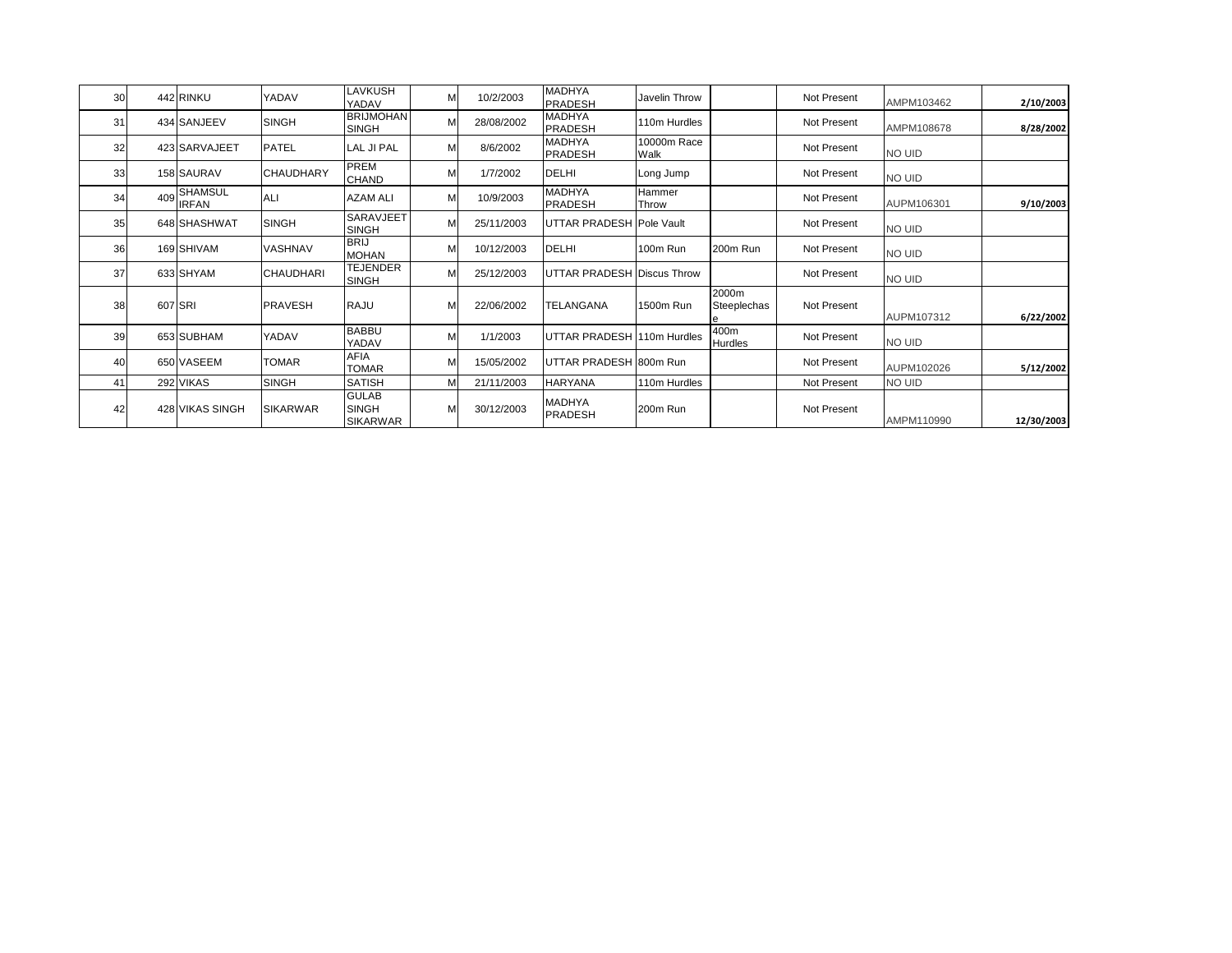| | | | | | | | | | | | | |
|---|---|---|---|---|---|---|---|---|---|---|---|---|
| 30 | 442 | RINKU | YADAV | LAVKUSH YADAV | M | 10/2/2003 | MADHYA PRADESH | Javelin Throw | | Not Present | AMPM103462 | 2/10/2003 |
| 31 | 434 | SANJEEV | SINGH | BRIJMOHAN SINGH | M | 28/08/2002 | MADHYA PRADESH | 110m Hurdles | | Not Present | AMPM108678 | 8/28/2002 |
| 32 | 423 | SARVAJEET | PATEL | LAL JI PAL | M | 8/6/2002 | MADHYA PRADESH | 10000m Race Walk | | Not Present | NO UID | |
| 33 | 158 | SAURAV | CHAUDHARY | PREM CHAND | M | 1/7/2002 | DELHI | Long Jump | | Not Present | NO UID | |
| 34 | 409 | SHAMSUL IRFAN | ALI | AZAM ALI | M | 10/9/2003 | MADHYA PRADESH | Hammer Throw | | Not Present | AUPM106301 | 9/10/2003 |
| 35 | 648 | SHASHWAT | SINGH | SARAVJEET SINGH | M | 25/11/2003 | UTTAR PRADESH | Pole Vault | | Not Present | NO UID | |
| 36 | 169 | SHIVAM | VASHNAV | BRIJ MOHAN | M | 10/12/2003 | DELHI | 100m Run | 200m Run | Not Present | NO UID | |
| 37 | 633 | SHYAM | CHAUDHARI | TEJENDER SINGH | M | 25/12/2003 | UTTAR PRADESH | Discus Throw | | Not Present | NO UID | |
| 38 | 607 | SRI | PRAVESH | RAJU | M | 22/06/2002 | TELANGANA | 1500m Run | 2000m Steeplechase | Not Present | AUPM107312 | 6/22/2002 |
| 39 | 653 | SUBHAM | YADAV | BABBU YADAV | M | 1/1/2003 | UTTAR PRADESH | 110m Hurdles | 400m Hurdles | Not Present | NO UID | |
| 40 | 650 | VASEEM | TOMAR | AFIA TOMAR | M | 15/05/2002 | UTTAR PRADESH | 800m Run | | Not Present | AUPM102026 | 5/12/2002 |
| 41 | 292 | VIKAS | SINGH | SATISH | M | 21/11/2003 | HARYANA | 110m Hurdles | | Not Present | NO UID | |
| 42 | 428 | VIKAS SINGH | SIKARWAR | GULAB SINGH SIKARWAR | M | 30/12/2003 | MADHYA PRADESH | 200m Run | | Not Present | AMPM110990 | 12/30/2003 |